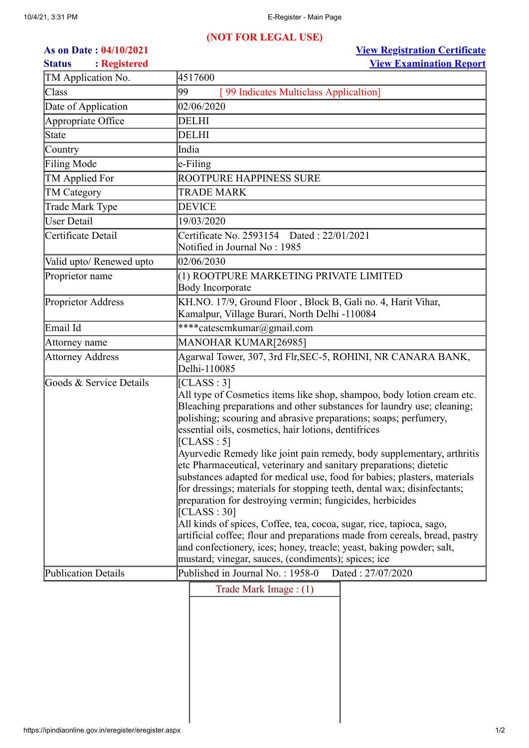**(NOT FOR LEGAL USE)**

**As on Date : 04/10/2021** | **View Registration Certificate**

**Status : Registered** | **View Examination Report**

| | |
|---|---|
| TM Application No. | 4517600 |
| Class | 99 [ 99 Indicates Multiclass Applicaltion] |
| Date of Application | 02/06/2020 |
| Appropriate Office | DELHI |
| State | DELHI |
| Country | India |
| Filing Mode | e-Filing |
| TM Applied For | ROOTPURE HAPPINESS SURE |
| TM Category | TRADE MARK |
| Trade Mark Type | DEVICE |
| User Detail | 19/03/2020 |
| Certificate Detail | Certificate No. 2593154 Dated : 22/01/2021<br>Notified in Journal No : 1985 |
| Valid upto/ Renewed upto | 02/06/2030 |
| Proprietor name | (1) ROOTPURE MARKETING PRIVATE LIMITED<br>Body Incorporate |
| Proprietor Address | KH.NO. 17/9, Ground Floor , Block B, Gali no. 4, Harit Vihar, Kamalpur, Village Burari, North Delhi -110084 |
| Email Id | ****catescmkumar@gmail.com |
| Attorney name | MANOHAR KUMAR[26985] |
| Attorney Address | Agarwal Tower, 307, 3rd Flr,SEC-5, ROHINI, NR CANARA BANK, Delhi-110085 |
| Goods & Service Details | [CLASS : 3]<br>All type of Cosmetics items like shop, shampoo, body lotion cream etc. Bleaching preparations and other substances for laundry use; cleaning; polishing; scouring and abrasive preparations; soaps; perfumery, essential oils, cosmetics, hair lotions, dentifrices<br>[CLASS : 5]<br>Ayurvedic Remedy like joint pain remedy, body supplementary, arthritis etc Pharmaceutical, veterinary and sanitary preparations; dietetic substances adapted for medical use, food for babies; plasters, materials for dressings; materials for stopping teeth, dental wax; disinfectants; preparation for destroying vermin; fungicides, herbicides<br>[CLASS : 30]<br>All kinds of spices, Coffee, tea, cocoa, sugar, rice, tapioca, sago, artificial coffee; flour and preparations made from cereals, bread, pastry and confectionery, ices; honey, treacle; yeast, baking powder; salt, mustard; vinegar, sauces, (condiments); spices; ice |
| Publication Details | Published in Journal No. : 1958-0 Dated : 27/07/2020 |

Trade Mark Image : (1)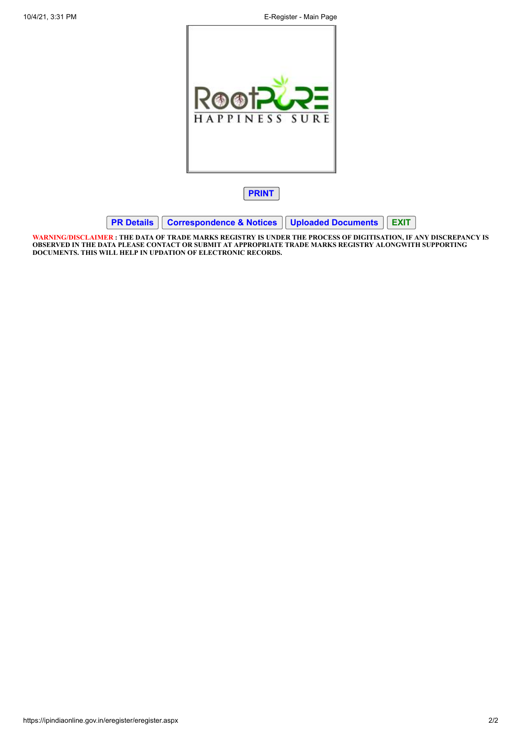RootPURE

HAPPINESS SURE

PRINT

PR Details | Correspondence & Notices | Uploaded Documents | EXIT

**WARNING/DISCLAIMER : THE DATA OF TRADE MARKS REGISTRY IS UNDER THE PROCESS OF DIGITISATION, IF ANY DISCREPANCY IS OBSERVED IN THE DATA PLEASE CONTACT OR SUBMIT AT APPROPRIATE TRADE MARKS REGISTRY ALONGWITH SUPPORTING DOCUMENTS. THIS WILL HELP IN UPDATION OF ELECTRONIC RECORDS.**